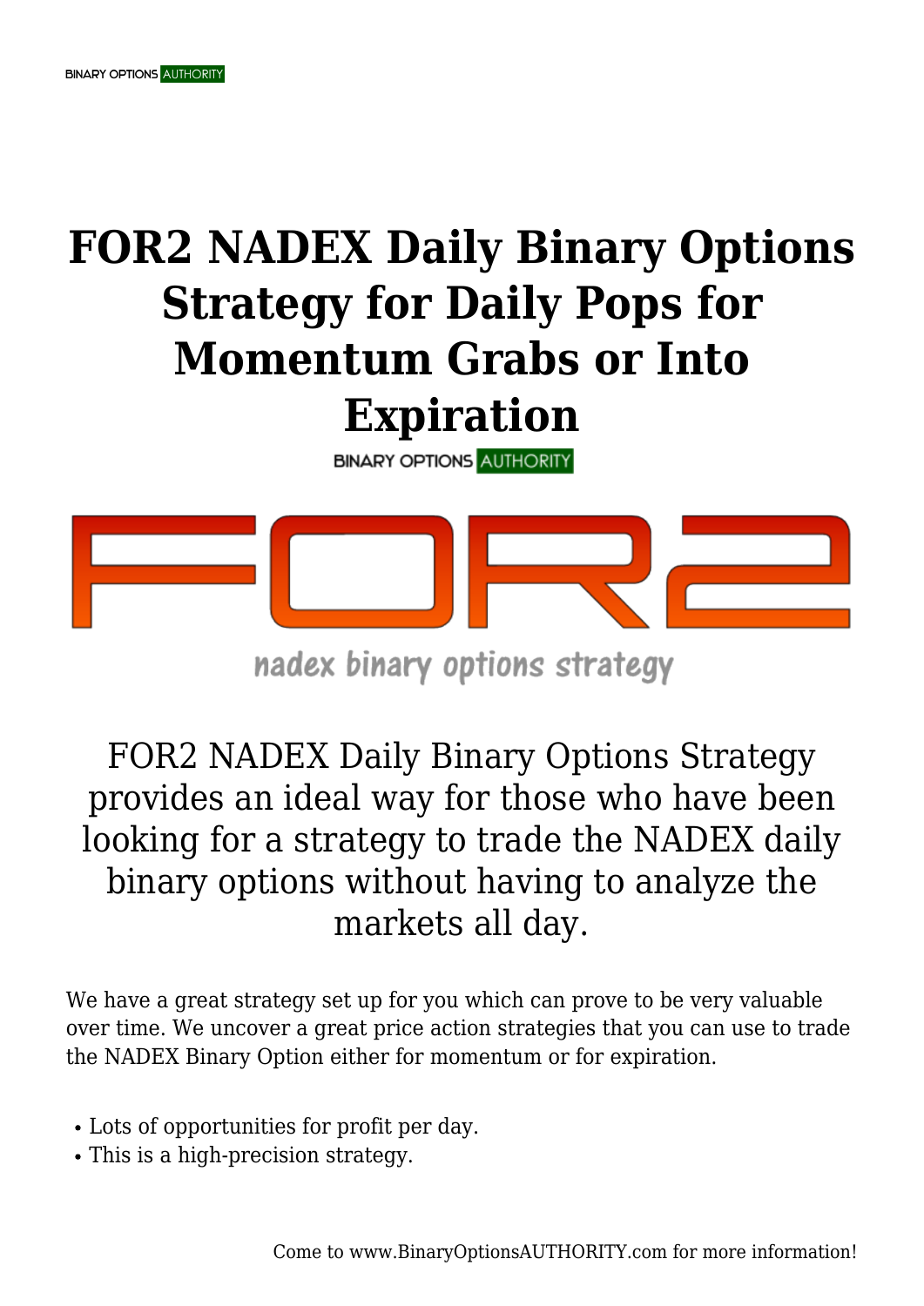# FOR2 NADEX Daily Binary Options Strategy for Daily Pops for Momentum Grabs or Into Expiration

FOR2 NADEX Daily Binary Options Strategy provides an ideal way for those who have been looking for a strategy to trade the NADEX daily binary options without having to analyze the markets all day.

We have a great strategy set up for you which can prove to be very valuable over time. We uncover a great price action strategies that you can use to trade the NADEX Binary Option either for momentum or for expiration.

- Lots of opportunities for profit per day.
- This is a high-precision strategy.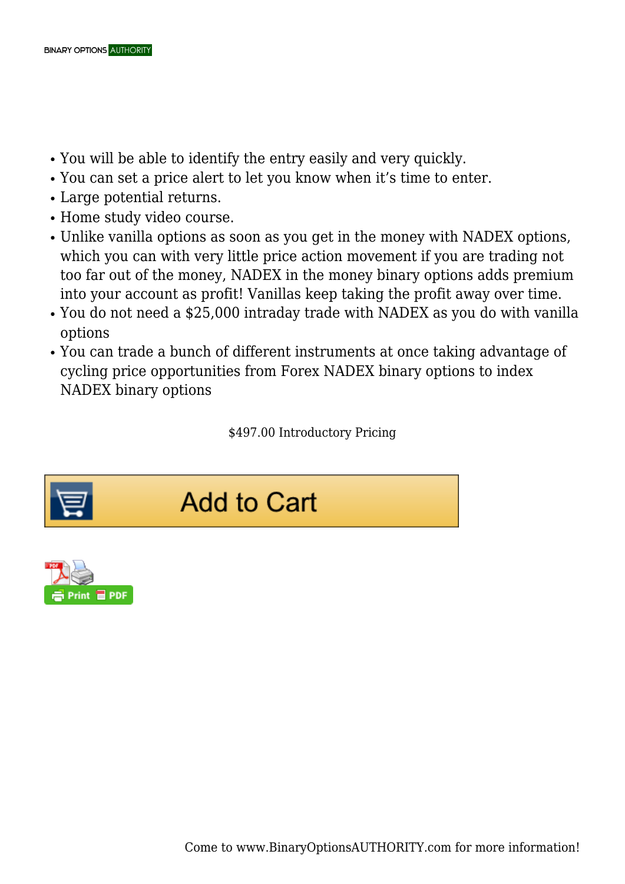- You will be able to identify the entry easily and very quickly.
- You can set a price alert to let you know when it's time to enter.
- Large potential returns.
- Home study video course.
- Unlike vanilla options as soon as you get in the money with NADEX options, which you can with very little price action movement if you are trading not too far out of the money, NADEX in the money binary options adds premium into your account as profit! Vanillas keep taking the profit away over time.
- You do not need a $25,000 intraday trade with NADEX as you do with vanilla options
- You can trade a bunch of different instruments at once taking advantage of cycling price opportunities from Forex NADEX binary options to index NADEX binary options

$497.00 Introductory Pricing

Add to Cart

Print PDF